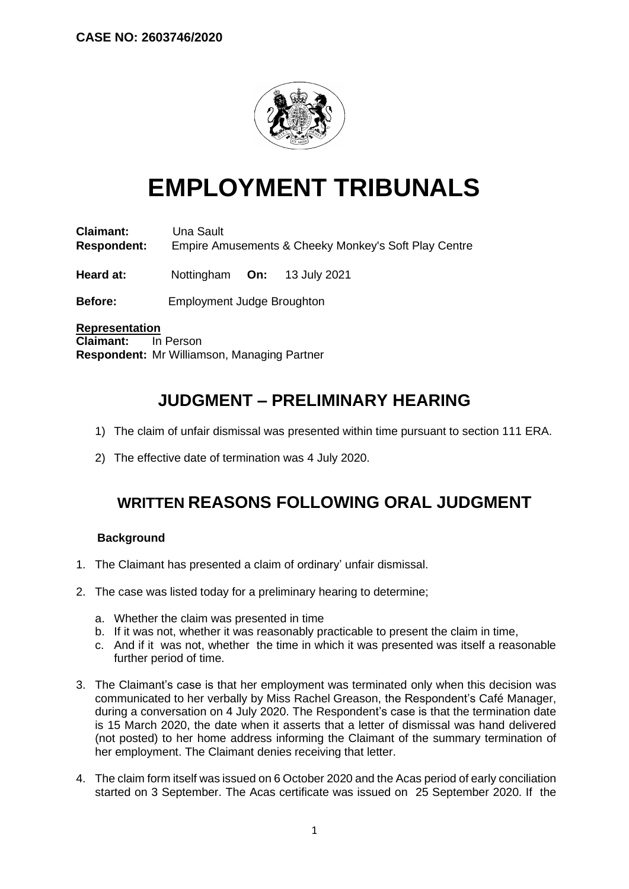**CASE NO: 2603746/2020**

# EMPLOYMENT TRIBUNALS

**Claimant:** Una Sault
**Respondent:** Empire Amusements & Cheeky Monkey's Soft Play Centre

**Heard at:** Nottingham **On:** 13 July 2021

**Before:** Employment Judge Broughton

**Representation**
**Claimant:** In Person
**Respondent:** Mr Williamson, Managing Partner

## JUDGMENT – PRELIMINARY HEARING

1) The claim of unfair dismissal was presented within time pursuant to section 111 ERA.

2) The effective date of termination was 4 July 2020.

## WRITTEN REASONS FOLLOWING ORAL JUDGMENT

### Background

1. The Claimant has presented a claim of ordinary' unfair dismissal.

2. The case was listed today for a preliminary hearing to determine;

   a. Whether the claim was presented in time
   b. If it was not, whether it was reasonably practicable to present the claim in time,
   c. And if it was not, whether the time in which it was presented was itself a reasonable further period of time.

3. The Claimant's case is that her employment was terminated only when this decision was communicated to her verbally by Miss Rachel Greason, the Respondent's Café Manager, during a conversation on 4 July 2020. The Respondent's case is that the termination date is 15 March 2020, the date when it asserts that a letter of dismissal was hand delivered (not posted) to her home address informing the Claimant of the summary termination of her employment. The Claimant denies receiving that letter.

4. The claim form itself was issued on 6 October 2020 and the Acas period of early conciliation started on 3 September. The Acas certificate was issued on 25 September 2020. If the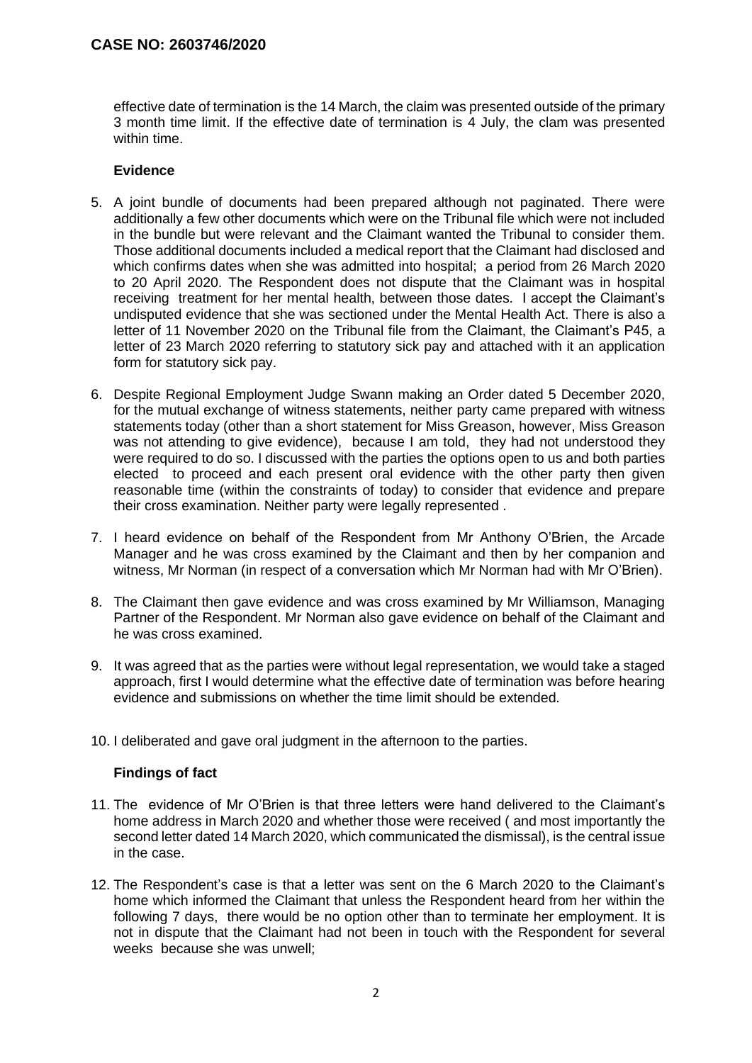effective date of termination is the 14 March, the claim was presented outside of the primary 3 month time limit. If the effective date of termination is 4 July, the clam was presented within time.

**Evidence**

5. A joint bundle of documents had been prepared although not paginated. There were additionally a few other documents which were on the Tribunal file which were not included in the bundle but were relevant and the Claimant wanted the Tribunal to consider them. Those additional documents included a medical report that the Claimant had disclosed and which confirms dates when she was admitted into hospital; a period from 26 March 2020 to 20 April 2020. The Respondent does not dispute that the Claimant was in hospital receiving treatment for her mental health, between those dates. I accept the Claimant's undisputed evidence that she was sectioned under the Mental Health Act. There is also a letter of 11 November 2020 on the Tribunal file from the Claimant, the Claimant's P45, a letter of 23 March 2020 referring to statutory sick pay and attached with it an application form for statutory sick pay.

6. Despite Regional Employment Judge Swann making an Order dated 5 December 2020, for the mutual exchange of witness statements, neither party came prepared with witness statements today (other than a short statement for Miss Greason, however, Miss Greason was not attending to give evidence), because I am told, they had not understood they were required to do so. I discussed with the parties the options open to us and both parties elected to proceed and each present oral evidence with the other party then given reasonable time (within the constraints of today) to consider that evidence and prepare their cross examination. Neither party were legally represented .

7. I heard evidence on behalf of the Respondent from Mr Anthony O'Brien, the Arcade Manager and he was cross examined by the Claimant and then by her companion and witness, Mr Norman (in respect of a conversation which Mr Norman had with Mr O'Brien).

8. The Claimant then gave evidence and was cross examined by Mr Williamson, Managing Partner of the Respondent. Mr Norman also gave evidence on behalf of the Claimant and he was cross examined.

9. It was agreed that as the parties were without legal representation, we would take a staged approach, first I would determine what the effective date of termination was before hearing evidence and submissions on whether the time limit should be extended.

10. I deliberated and gave oral judgment in the afternoon to the parties.

**Findings of fact**

11. The evidence of Mr O'Brien is that three letters were hand delivered to the Claimant's home address in March 2020 and whether those were received ( and most importantly the second letter dated 14 March 2020, which communicated the dismissal), is the central issue in the case.

12. The Respondent's case is that a letter was sent on the 6 March 2020 to the Claimant's home which informed the Claimant that unless the Respondent heard from her within the following 7 days, there would be no option other than to terminate her employment. It is not in dispute that the Claimant had not been in touch with the Respondent for several weeks because she was unwell;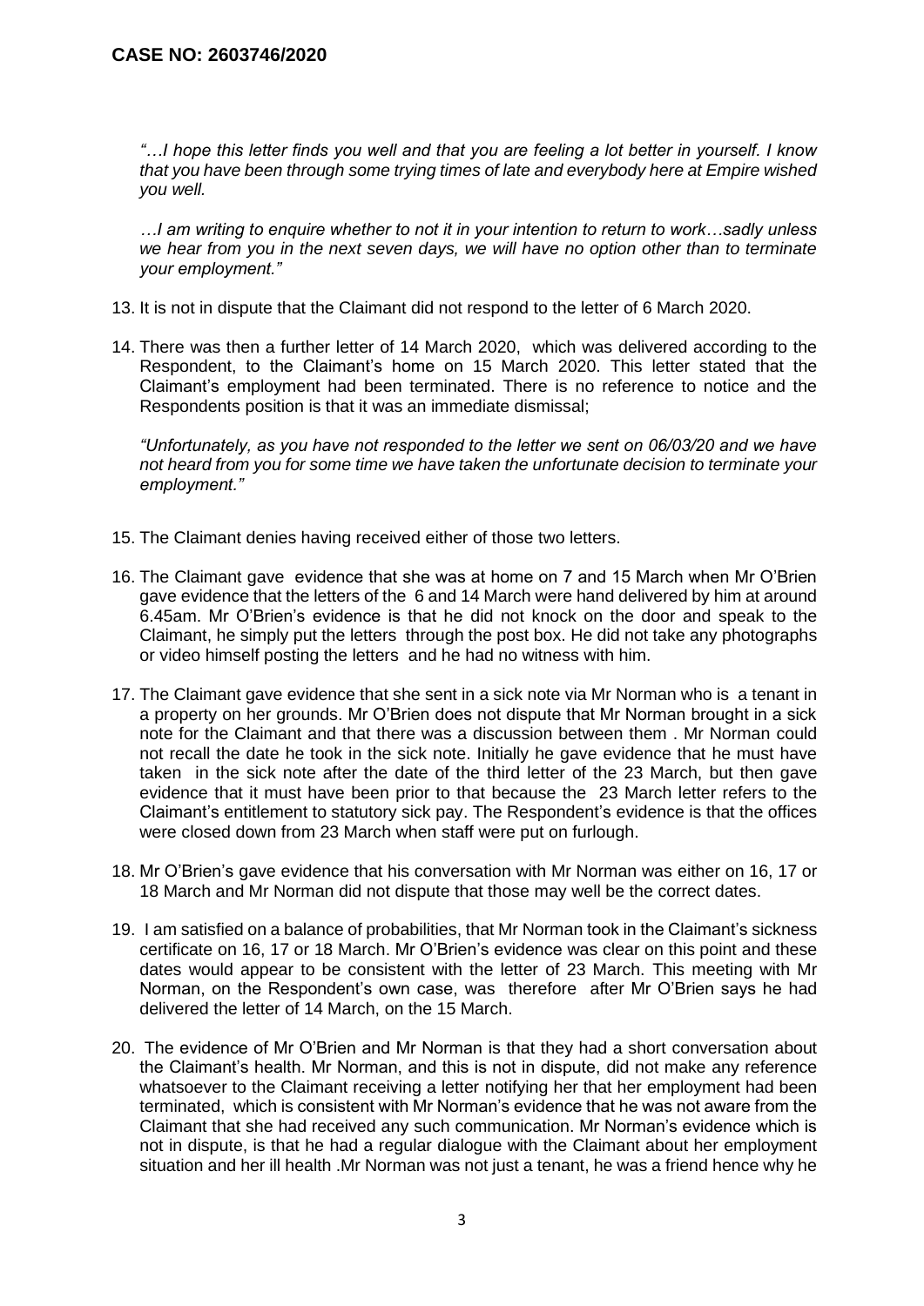*"…I hope this letter finds you well and that you are feeling a lot better in yourself. I know that you have been through some trying times of late and everybody here at Empire wished you well.*

*…I am writing to enquire whether to not it in your intention to return to work…sadly unless we hear from you in the next seven days, we will have no option other than to terminate your employment."*

13. It is not in dispute that the Claimant did not respond to the letter of 6 March 2020.

14. There was then a further letter of 14 March 2020, which was delivered according to the Respondent, to the Claimant's home on 15 March 2020. This letter stated that the Claimant's employment had been terminated. There is no reference to notice and the Respondents position is that it was an immediate dismissal;

    *"Unfortunately, as you have not responded to the letter we sent on 06/03/20 and we have not heard from you for some time we have taken the unfortunate decision to terminate your employment."*

15. The Claimant denies having received either of those two letters.

16. The Claimant gave evidence that she was at home on 7 and 15 March when Mr O'Brien gave evidence that the letters of the 6 and 14 March were hand delivered by him at around 6.45am. Mr O'Brien's evidence is that he did not knock on the door and speak to the Claimant, he simply put the letters through the post box. He did not take any photographs or video himself posting the letters and he had no witness with him.

17. The Claimant gave evidence that she sent in a sick note via Mr Norman who is a tenant in a property on her grounds. Mr O'Brien does not dispute that Mr Norman brought in a sick note for the Claimant and that there was a discussion between them . Mr Norman could not recall the date he took in the sick note. Initially he gave evidence that he must have taken in the sick note after the date of the third letter of the 23 March, but then gave evidence that it must have been prior to that because the 23 March letter refers to the Claimant's entitlement to statutory sick pay. The Respondent's evidence is that the offices were closed down from 23 March when staff were put on furlough.

18. Mr O'Brien's gave evidence that his conversation with Mr Norman was either on 16, 17 or 18 March and Mr Norman did not dispute that those may well be the correct dates.

19. I am satisfied on a balance of probabilities, that Mr Norman took in the Claimant's sickness certificate on 16, 17 or 18 March. Mr O'Brien's evidence was clear on this point and these dates would appear to be consistent with the letter of 23 March. This meeting with Mr Norman, on the Respondent's own case, was therefore after Mr O'Brien says he had delivered the letter of 14 March, on the 15 March.

20. The evidence of Mr O'Brien and Mr Norman is that they had a short conversation about the Claimant's health. Mr Norman, and this is not in dispute, did not make any reference whatsoever to the Claimant receiving a letter notifying her that her employment had been terminated, which is consistent with Mr Norman's evidence that he was not aware from the Claimant that she had received any such communication. Mr Norman's evidence which is not in dispute, is that he had a regular dialogue with the Claimant about her employment situation and her ill health .Mr Norman was not just a tenant, he was a friend hence why he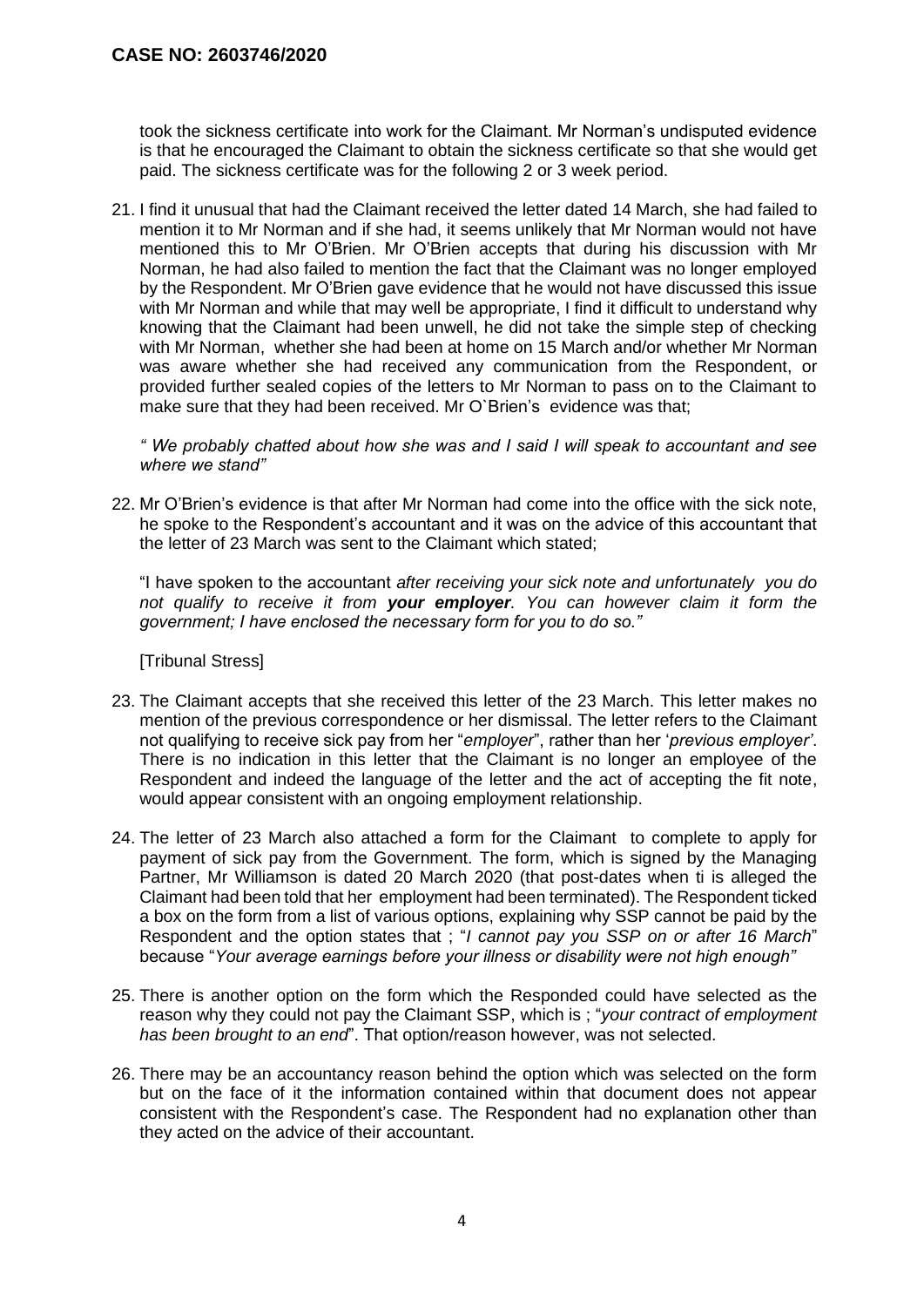took the sickness certificate into work for the Claimant. Mr Norman's undisputed evidence is that he encouraged the Claimant to obtain the sickness certificate so that she would get paid. The sickness certificate was for the following 2 or 3 week period.

21. I find it unusual that had the Claimant received the letter dated 14 March, she had failed to mention it to Mr Norman and if she had, it seems unlikely that Mr Norman would not have mentioned this to Mr O'Brien. Mr O'Brien accepts that during his discussion with Mr Norman, he had also failed to mention the fact that the Claimant was no longer employed by the Respondent. Mr O'Brien gave evidence that he would not have discussed this issue with Mr Norman and while that may well be appropriate, I find it difficult to understand why knowing that the Claimant had been unwell, he did not take the simple step of checking with Mr Norman, whether she had been at home on 15 March and/or whether Mr Norman was aware whether she had received any communication from the Respondent, or provided further sealed copies of the letters to Mr Norman to pass on to the Claimant to make sure that they had been received. Mr O`Brien's evidence was that;

   *" We probably chatted about how she was and I said I will speak to accountant and see where we stand"*

22. Mr O'Brien's evidence is that after Mr Norman had come into the office with the sick note, he spoke to the Respondent's accountant and it was on the advice of this accountant that the letter of 23 March was sent to the Claimant which stated;

   "I have spoken to the accountant *after receiving your sick note and unfortunately you do not qualify to receive it from **your employer**. You can however claim it form the government; I have enclosed the necessary form for you to do so."*

   [Tribunal Stress]

23. The Claimant accepts that she received this letter of the 23 March. This letter makes no mention of the previous correspondence or her dismissal. The letter refers to the Claimant not qualifying to receive sick pay from her "*employer*", rather than her '*previous employer'*. There is no indication in this letter that the Claimant is no longer an employee of the Respondent and indeed the language of the letter and the act of accepting the fit note, would appear consistent with an ongoing employment relationship.

24. The letter of 23 March also attached a form for the Claimant to complete to apply for payment of sick pay from the Government. The form, which is signed by the Managing Partner, Mr Williamson is dated 20 March 2020 (that post-dates when ti is alleged the Claimant had been told that her employment had been terminated). The Respondent ticked a box on the form from a list of various options, explaining why SSP cannot be paid by the Respondent and the option states that ; "*I cannot pay you SSP on or after 16 March*" because "*Your average earnings before your illness or disability were not high enough"*

25. There is another option on the form which the Responded could have selected as the reason why they could not pay the Claimant SSP, which is ; "*your contract of employment has been brought to an end*". That option/reason however, was not selected.

26. There may be an accountancy reason behind the option which was selected on the form but on the face of it the information contained within that document does not appear consistent with the Respondent's case. The Respondent had no explanation other than they acted on the advice of their accountant.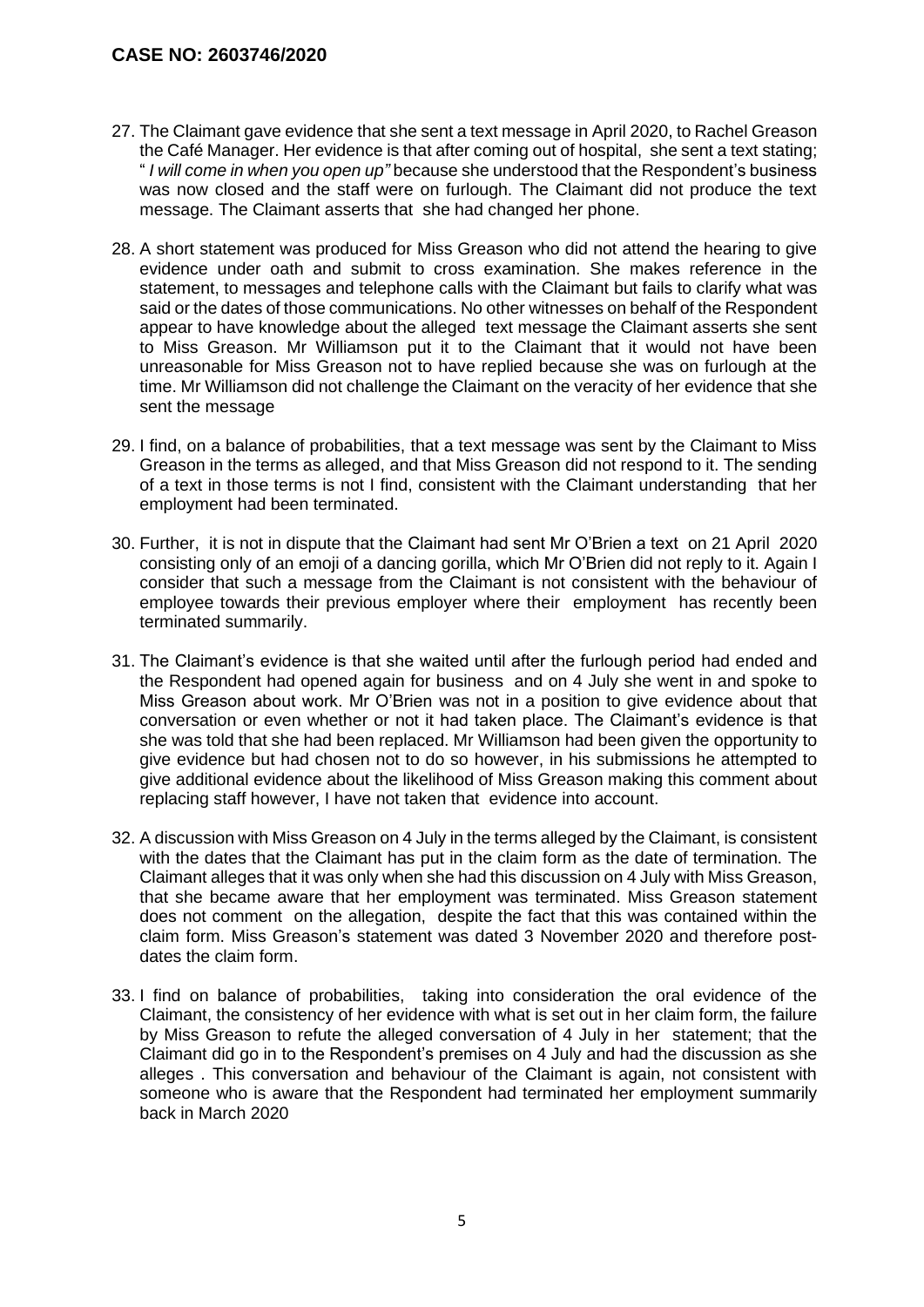27. The Claimant gave evidence that she sent a text message in April 2020, to Rachel Greason the Café Manager. Her evidence is that after coming out of hospital, she sent a text stating; " *I will come in when you open up"* because she understood that the Respondent's business was now closed and the staff were on furlough. The Claimant did not produce the text message. The Claimant asserts that she had changed her phone.

28. A short statement was produced for Miss Greason who did not attend the hearing to give evidence under oath and submit to cross examination. She makes reference in the statement, to messages and telephone calls with the Claimant but fails to clarify what was said or the dates of those communications. No other witnesses on behalf of the Respondent appear to have knowledge about the alleged text message the Claimant asserts she sent to Miss Greason. Mr Williamson put it to the Claimant that it would not have been unreasonable for Miss Greason not to have replied because she was on furlough at the time. Mr Williamson did not challenge the Claimant on the veracity of her evidence that she sent the message

29. I find, on a balance of probabilities, that a text message was sent by the Claimant to Miss Greason in the terms as alleged, and that Miss Greason did not respond to it. The sending of a text in those terms is not I find, consistent with the Claimant understanding that her employment had been terminated.

30. Further, it is not in dispute that the Claimant had sent Mr O'Brien a text on 21 April 2020 consisting only of an emoji of a dancing gorilla, which Mr O'Brien did not reply to it. Again I consider that such a message from the Claimant is not consistent with the behaviour of employee towards their previous employer where their employment has recently been terminated summarily.

31. The Claimant's evidence is that she waited until after the furlough period had ended and the Respondent had opened again for business and on 4 July she went in and spoke to Miss Greason about work. Mr O'Brien was not in a position to give evidence about that conversation or even whether or not it had taken place. The Claimant's evidence is that she was told that she had been replaced. Mr Williamson had been given the opportunity to give evidence but had chosen not to do so however, in his submissions he attempted to give additional evidence about the likelihood of Miss Greason making this comment about replacing staff however, I have not taken that evidence into account.

32. A discussion with Miss Greason on 4 July in the terms alleged by the Claimant, is consistent with the dates that the Claimant has put in the claim form as the date of termination. The Claimant alleges that it was only when she had this discussion on 4 July with Miss Greason, that she became aware that her employment was terminated. Miss Greason statement does not comment on the allegation, despite the fact that this was contained within the claim form. Miss Greason's statement was dated 3 November 2020 and therefore post-dates the claim form.

33. I find on balance of probabilities, taking into consideration the oral evidence of the Claimant, the consistency of her evidence with what is set out in her claim form, the failure by Miss Greason to refute the alleged conversation of 4 July in her statement; that the Claimant did go in to the Respondent's premises on 4 July and had the discussion as she alleges . This conversation and behaviour of the Claimant is again, not consistent with someone who is aware that the Respondent had terminated her employment summarily back in March 2020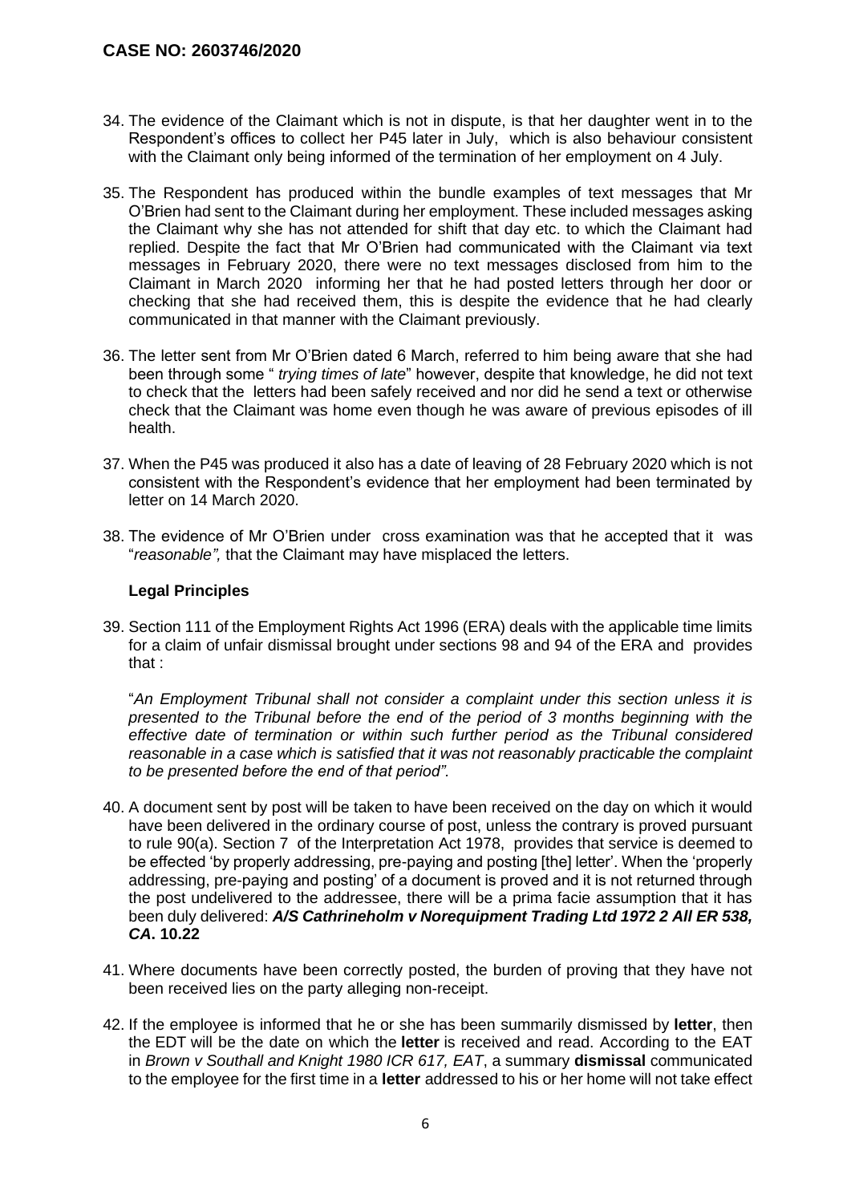34. The evidence of the Claimant which is not in dispute, is that her daughter went in to the Respondent's offices to collect her P45 later in July, which is also behaviour consistent with the Claimant only being informed of the termination of her employment on 4 July.

35. The Respondent has produced within the bundle examples of text messages that Mr O'Brien had sent to the Claimant during her employment. These included messages asking the Claimant why she has not attended for shift that day etc. to which the Claimant had replied. Despite the fact that Mr O'Brien had communicated with the Claimant via text messages in February 2020, there were no text messages disclosed from him to the Claimant in March 2020 informing her that he had posted letters through her door or checking that she had received them, this is despite the evidence that he had clearly communicated in that manner with the Claimant previously.

36. The letter sent from Mr O'Brien dated 6 March, referred to him being aware that she had been through some " *trying times of late*" however, despite that knowledge, he did not text to check that the letters had been safely received and nor did he send a text or otherwise check that the Claimant was home even though he was aware of previous episodes of ill health.

37. When the P45 was produced it also has a date of leaving of 28 February 2020 which is not consistent with the Respondent's evidence that her employment had been terminated by letter on 14 March 2020.

38. The evidence of Mr O'Brien under cross examination was that he accepted that it was "*reasonable",* that the Claimant may have misplaced the letters.

### Legal Principles

39. Section 111 of the Employment Rights Act 1996 (ERA) deals with the applicable time limits for a claim of unfair dismissal brought under sections 98 and 94 of the ERA and provides that :

"*An Employment Tribunal shall not consider a complaint under this section unless it is presented to the Tribunal before the end of the period of 3 months beginning with the effective date of termination or within such further period as the Tribunal considered reasonable in a case which is satisfied that it was not reasonably practicable the complaint to be presented before the end of that period".*

40. A document sent by post will be taken to have been received on the day on which it would have been delivered in the ordinary course of post, unless the contrary is proved pursuant to rule 90(a). Section 7 of the Interpretation Act 1978, provides that service is deemed to be effected 'by properly addressing, pre-paying and posting [the] letter'. When the 'properly addressing, pre-paying and posting' of a document is proved and it is not returned through the post undelivered to the addressee, there will be a prima facie assumption that it has been duly delivered: ***A/S Cathrineholm v Norequipment Trading Ltd 1972 2 All ER 538, CA*. 10.22**

41. Where documents have been correctly posted, the burden of proving that they have not been received lies on the party alleging non-receipt.

42. If the employee is informed that he or she has been summarily dismissed by **letter**, then the EDT will be the date on which the **letter** is received and read. According to the EAT in *Brown v Southall and Knight 1980 ICR 617, EAT*, a summary **dismissal** communicated to the employee for the first time in a **letter** addressed to his or her home will not take effect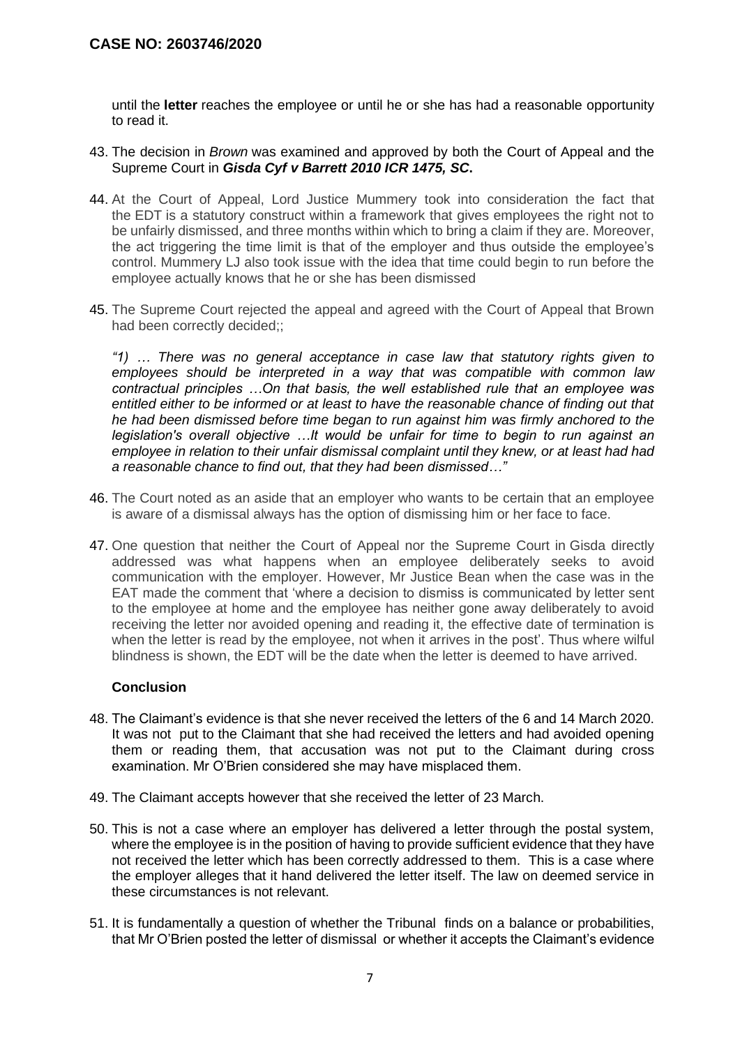until the **letter** reaches the employee or until he or she has had a reasonable opportunity to read it.

43. The decision in *Brown* was examined and approved by both the Court of Appeal and the Supreme Court in ***Gisda Cyf v Barrett 2010 ICR 1475, SC*.**

44. At the Court of Appeal, Lord Justice Mummery took into consideration the fact that the EDT is a statutory construct within a framework that gives employees the right not to be unfairly dismissed, and three months within which to bring a claim if they are. Moreover, the act triggering the time limit is that of the employer and thus outside the employee's control. Mummery LJ also took issue with the idea that time could begin to run before the employee actually knows that he or she has been dismissed

45. The Supreme Court rejected the appeal and agreed with the Court of Appeal that Brown had been correctly decided;;

    *"1) … There was no general acceptance in case law that statutory rights given to employees should be interpreted in a way that was compatible with common law contractual principles …On that basis, the well established rule that an employee was entitled either to be informed or at least to have the reasonable chance of finding out that he had been dismissed before time began to run against him was firmly anchored to the legislation's overall objective …It would be unfair for time to begin to run against an employee in relation to their unfair dismissal complaint until they knew, or at least had had a reasonable chance to find out, that they had been dismissed…"*

46. The Court noted as an aside that an employer who wants to be certain that an employee is aware of a dismissal always has the option of dismissing him or her face to face.

47. One question that neither the Court of Appeal nor the Supreme Court in Gisda directly addressed was what happens when an employee deliberately seeks to avoid communication with the employer. However, Mr Justice Bean when the case was in the EAT made the comment that 'where a decision to dismiss is communicated by letter sent to the employee at home and the employee has neither gone away deliberately to avoid receiving the letter nor avoided opening and reading it, the effective date of termination is when the letter is read by the employee, not when it arrives in the post'. Thus where wilful blindness is shown, the EDT will be the date when the letter is deemed to have arrived.

### Conclusion

48. The Claimant's evidence is that she never received the letters of the 6 and 14 March 2020. It was not put to the Claimant that she had received the letters and had avoided opening them or reading them, that accusation was not put to the Claimant during cross examination. Mr O'Brien considered she may have misplaced them.

49. The Claimant accepts however that she received the letter of 23 March.

50. This is not a case where an employer has delivered a letter through the postal system, where the employee is in the position of having to provide sufficient evidence that they have not received the letter which has been correctly addressed to them. This is a case where the employer alleges that it hand delivered the letter itself. The law on deemed service in these circumstances is not relevant.

51. It is fundamentally a question of whether the Tribunal finds on a balance or probabilities, that Mr O'Brien posted the letter of dismissal or whether it accepts the Claimant's evidence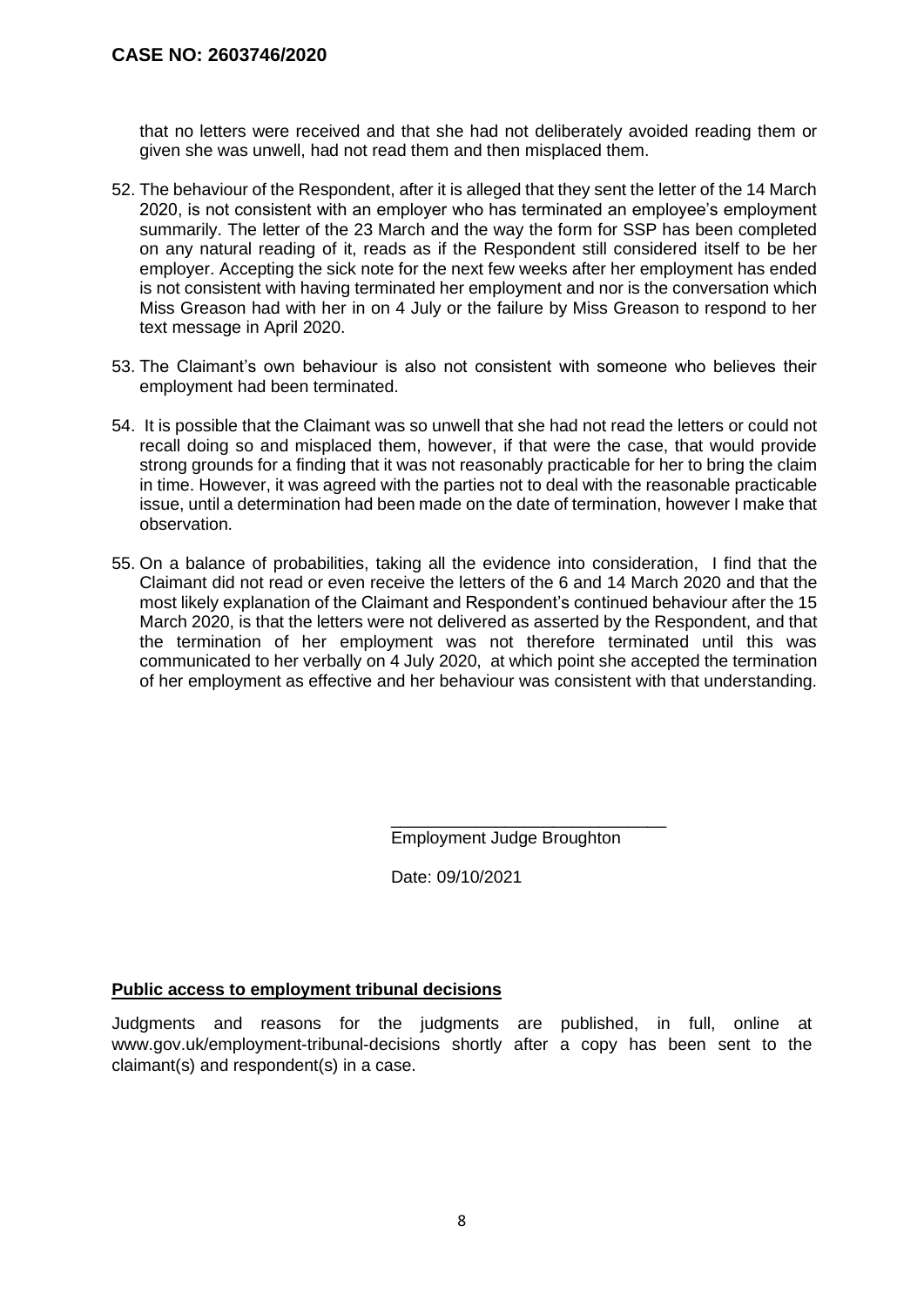that no letters were received and that she had not deliberately avoided reading them or given she was unwell, had not read them and then misplaced them.

52. The behaviour of the Respondent, after it is alleged that they sent the letter of the 14 March 2020, is not consistent with an employer who has terminated an employee's employment summarily. The letter of the 23 March and the way the form for SSP has been completed on any natural reading of it, reads as if the Respondent still considered itself to be her employer. Accepting the sick note for the next few weeks after her employment has ended is not consistent with having terminated her employment and nor is the conversation which Miss Greason had with her in on 4 July or the failure by Miss Greason to respond to her text message in April 2020.

53. The Claimant's own behaviour is also not consistent with someone who believes their employment had been terminated.

54. It is possible that the Claimant was so unwell that she had not read the letters or could not recall doing so and misplaced them, however, if that were the case, that would provide strong grounds for a finding that it was not reasonably practicable for her to bring the claim in time. However, it was agreed with the parties not to deal with the reasonable practicable issue, until a determination had been made on the date of termination, however I make that observation.

55. On a balance of probabilities, taking all the evidence into consideration, I find that the Claimant did not read or even receive the letters of the 6 and 14 March 2020 and that the most likely explanation of the Claimant and Respondent's continued behaviour after the 15 March 2020, is that the letters were not delivered as asserted by the Respondent, and that the termination of her employment was not therefore terminated until this was communicated to her verbally on 4 July 2020, at which point she accepted the termination of her employment as effective and her behaviour was consistent with that understanding.

\_\_\_\_\_\_\_\_\_\_\_\_\_\_\_\_\_\_\_\_\_\_\_\_\_\_\_\_\_\_

Employment Judge Broughton

Date: 09/10/2021

**Public access to employment tribunal decisions**

Judgments and reasons for the judgments are published, in full, online at www.gov.uk/employment-tribunal-decisions shortly after a copy has been sent to the claimant(s) and respondent(s) in a case.